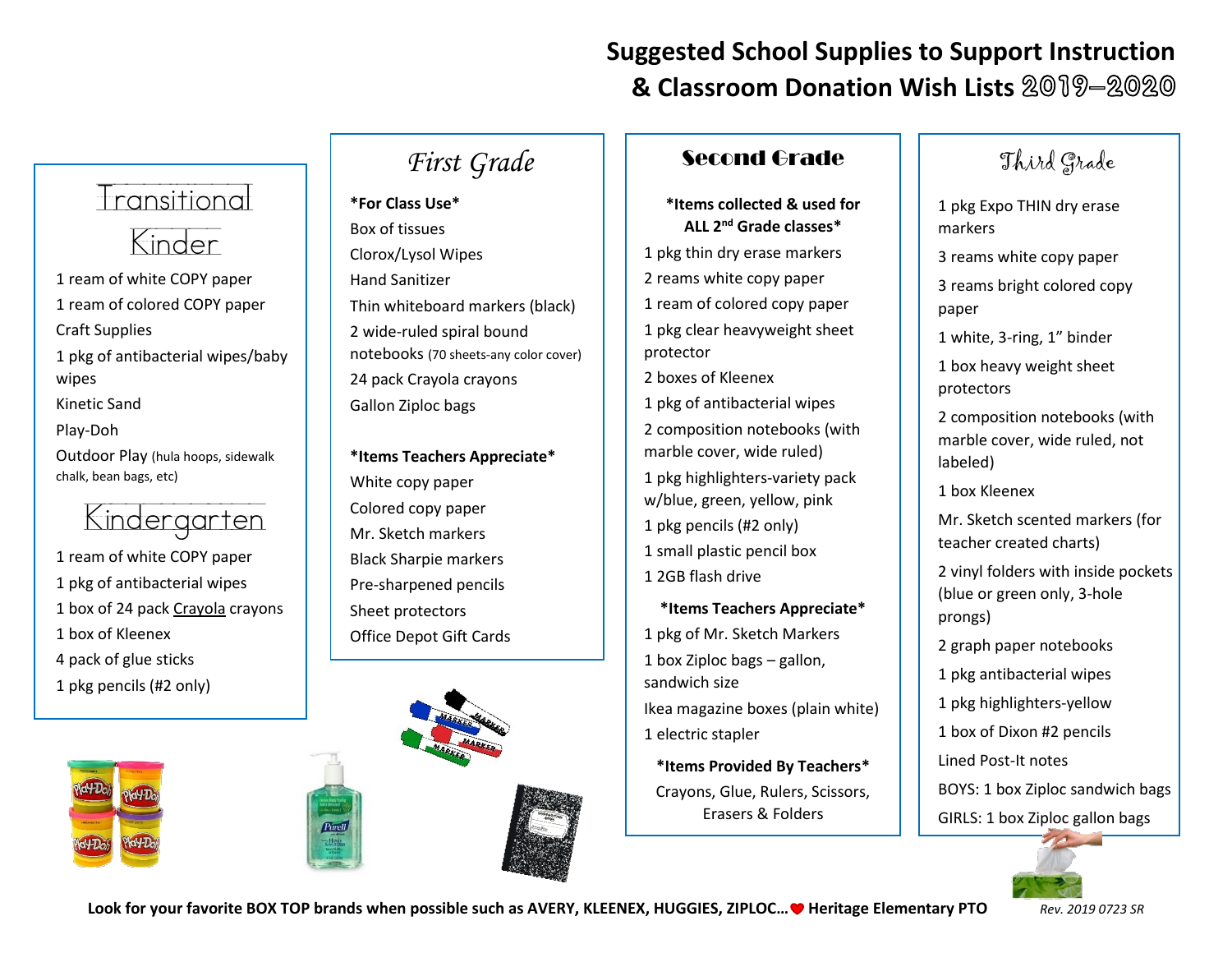# Suggested School Supplies to Support Instruction & Classroom Donation Wish Lists 2019–2020

## Transitional Kinder

1 ream of white COPY paper
1 ream of colored COPY paper
Craft Supplies
1 pkg of antibacterial wipes/baby wipes
Kinetic Sand
Play-Doh
Outdoor Play (hula hoops, sidewalk chalk, bean bags, etc)

## Kindergarten

1 ream of white COPY paper
1 pkg of antibacterial wipes
1 box of 24 pack Crayola crayons
1 box of Kleenex
4 pack of glue sticks
1 pkg pencils (#2 only)

## First Grade

**\*For Class Use\***
Box of tissues
Clorox/Lysol Wipes
Hand Sanitizer
Thin whiteboard markers (black)
2 wide-ruled spiral bound notebooks (70 sheets-any color cover)
24 pack Crayola crayons
Gallon Ziploc bags

**\*Items Teachers Appreciate\***
White copy paper
Colored copy paper
Mr. Sketch markers
Black Sharpie markers
Pre-sharpened pencils
Sheet protectors
Office Depot Gift Cards

## Second Grade

**\*Items collected & used for ALL 2nd Grade classes\***
1 pkg thin dry erase markers
2 reams white copy paper
1 ream of colored copy paper
1 pkg clear heavyweight sheet protector
2 boxes of Kleenex
1 pkg of antibacterial wipes
2 composition notebooks (with marble cover, wide ruled)
1 pkg highlighters-variety pack w/blue, green, yellow, pink
1 pkg pencils (#2 only)
1 small plastic pencil box
1 2GB flash drive

**\*Items Teachers Appreciate\***
1 pkg of Mr. Sketch Markers
1 box Ziploc bags – gallon, sandwich size
Ikea magazine boxes (plain white)
1 electric stapler

**\*Items Provided By Teachers\***
Crayons, Glue, Rulers, Scissors, Erasers & Folders

## Third Grade

1 pkg Expo THIN dry erase markers
3 reams white copy paper
3 reams bright colored copy paper
1 white, 3-ring, 1" binder
1 box heavy weight sheet protectors
2 composition notebooks (with marble cover, wide ruled, not labeled)
1 box Kleenex
Mr. Sketch scented markers (for teacher created charts)
2 vinyl folders with inside pockets (blue or green only, 3-hole prongs)
2 graph paper notebooks
1 pkg antibacterial wipes
1 pkg highlighters-yellow
1 box of Dixon #2 pencils
Lined Post-It notes
BOYS: 1 box Ziploc sandwich bags
GIRLS: 1 box Ziploc gallon bags

**Look for your favorite BOX TOP brands when possible such as AVERY, KLEENEX, HUGGIES, ZIPLOC… ❤ Heritage Elementary PTO**

*Rev. 2019 0723 SR*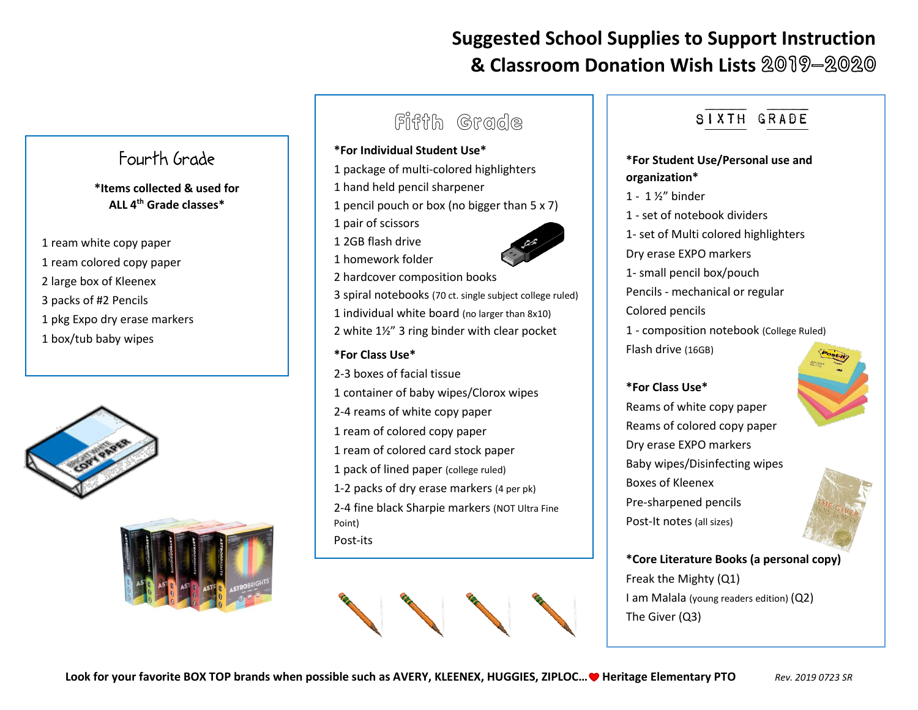# Suggested School Supplies to Support Instruction & Classroom Donation Wish Lists 2019–2020

## Fourth Grade

**\*Items collected & used for ALL 4th Grade classes\***

1 ream white copy paper
1 ream colored copy paper
2 large box of Kleenex
3 packs of #2 Pencils
1 pkg Expo dry erase markers
1 box/tub baby wipes

## Fifth Grade

**\*For Individual Student Use\***

1 package of multi-colored highlighters
1 hand held pencil sharpener
1 pencil pouch or box (no bigger than 5 x 7)
1 pair of scissors
1 2GB flash drive
1 homework folder
2 hardcover composition books
3 spiral notebooks (70 ct. single subject college ruled)
1 individual white board (no larger than 8x10)
2 white 1½" 3 ring binder with clear pocket

**\*For Class Use\***

2-3 boxes of facial tissue
1 container of baby wipes/Clorox wipes
2-4 reams of white copy paper
1 ream of colored copy paper
1 ream of colored card stock paper
1 pack of lined paper (college ruled)
1-2 packs of dry erase markers (4 per pk)
2-4 fine black Sharpie markers (NOT Ultra Fine Point)
Post-its

## SIXTH GRADE

**\*For Student Use/Personal use and organization\***

1 - 1 ½" binder
1 - set of notebook dividers
1- set of Multi colored highlighters
Dry erase EXPO markers
1- small pencil box/pouch
Pencils - mechanical or regular
Colored pencils
1 - composition notebook (College Ruled)
Flash drive (16GB)

**\*For Class Use\***

Reams of white copy paper
Reams of colored copy paper
Dry erase EXPO markers
Baby wipes/Disinfecting wipes
Boxes of Kleenex
Pre-sharpened pencils
Post-It notes (all sizes)

**\*Core Literature Books (a personal copy)**

Freak the Mighty (Q1)
I am Malala (young readers edition) (Q2)
The Giver (Q3)

**Look for your favorite BOX TOP brands when possible such as AVERY, KLEENEX, HUGGIES, ZIPLOC… ♥ Heritage Elementary PTO**

*Rev. 2019 0723 SR*